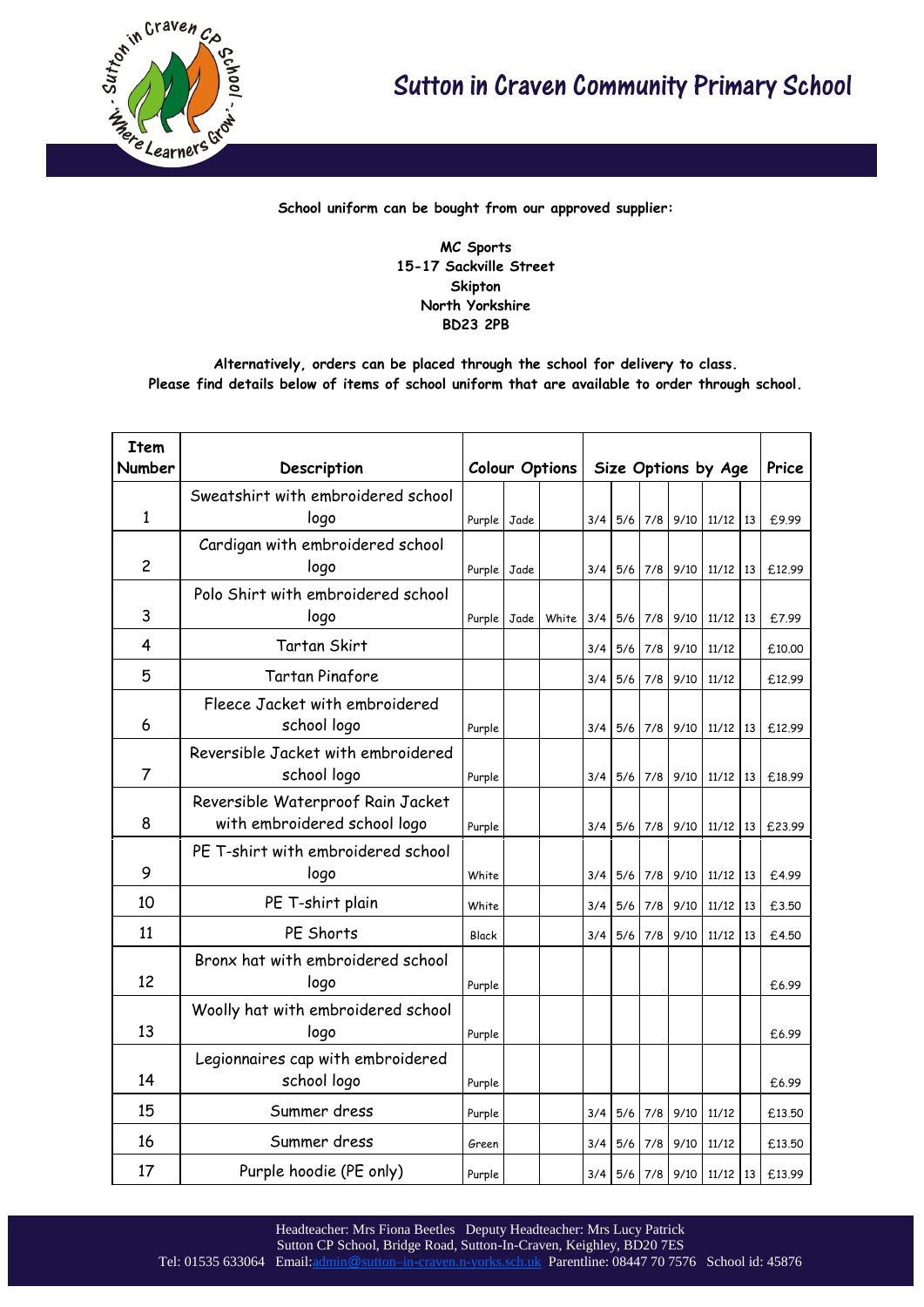# Sutton in Craven Community Primary School

**School uniform can be bought from our approved supplier:**

**MC Sports**
**15-17 Sackville Street**
**Skipton**
**North Yorkshire**
**BD23 2PB**

**Alternatively, orders can be placed through the school for delivery to class.**
**Please find details below of items of school uniform that are available to order through school.**

| Item Number | Description | Colour Options | | | Size Options by Age | | | | | | Price |
|---|---|---|---|---|---|---|---|---|---|---|---|
| 1 | Sweatshirt with embroidered school logo | Purple | Jade | | 3/4 | 5/6 | 7/8 | 9/10 | 11/12 | 13 | £9.99 |
| 2 | Cardigan with embroidered school logo | Purple | Jade | | 3/4 | 5/6 | 7/8 | 9/10 | 11/12 | 13 | £12.99 |
| 3 | Polo Shirt with embroidered school logo | Purple | Jade | White | 3/4 | 5/6 | 7/8 | 9/10 | 11/12 | 13 | £7.99 |
| 4 | Tartan Skirt | | | | 3/4 | 5/6 | 7/8 | 9/10 | 11/12 | | £10.00 |
| 5 | Tartan Pinafore | | | | 3/4 | 5/6 | 7/8 | 9/10 | 11/12 | | £12.99 |
| 6 | Fleece Jacket with embroidered school logo | Purple | | | 3/4 | 5/6 | 7/8 | 9/10 | 11/12 | 13 | £12.99 |
| 7 | Reversible Jacket with embroidered school logo | Purple | | | 3/4 | 5/6 | 7/8 | 9/10 | 11/12 | 13 | £18.99 |
| 8 | Reversible Waterproof Rain Jacket with embroidered school logo | Purple | | | 3/4 | 5/6 | 7/8 | 9/10 | 11/12 | 13 | £23.99 |
| 9 | PE T-shirt with embroidered school logo | White | | | 3/4 | 5/6 | 7/8 | 9/10 | 11/12 | 13 | £4.99 |
| 10 | PE T-shirt plain | White | | | 3/4 | 5/6 | 7/8 | 9/10 | 11/12 | 13 | £3.50 |
| 11 | PE Shorts | Black | | | 3/4 | 5/6 | 7/8 | 9/10 | 11/12 | 13 | £4.50 |
| 12 | Bronx hat with embroidered school logo | Purple | | | | | | | | | £6.99 |
| 13 | Woolly hat with embroidered school logo | Purple | | | | | | | | | £6.99 |
| 14 | Legionnaires cap with embroidered school logo | Purple | | | | | | | | | £6.99 |
| 15 | Summer dress | Purple | | | 3/4 | 5/6 | 7/8 | 9/10 | 11/12 | | £13.50 |
| 16 | Summer dress | Green | | | 3/4 | 5/6 | 7/8 | 9/10 | 11/12 | | £13.50 |
| 17 | Purple hoodie (PE only) | Purple | | | 3/4 | 5/6 | 7/8 | 9/10 | 11/12 | 13 | £13.99 |

Headteacher: Mrs Fiona Beetles Deputy Headteacher: Mrs Lucy Patrick
Sutton CP School, Bridge Road, Sutton-In-Craven, Keighley, BD20 7ES
Tel: 01535 633064 Email: admin@sutton–in-craven.n-yorks.sch.uk Parentline: 08447 70 7576 School id: 45876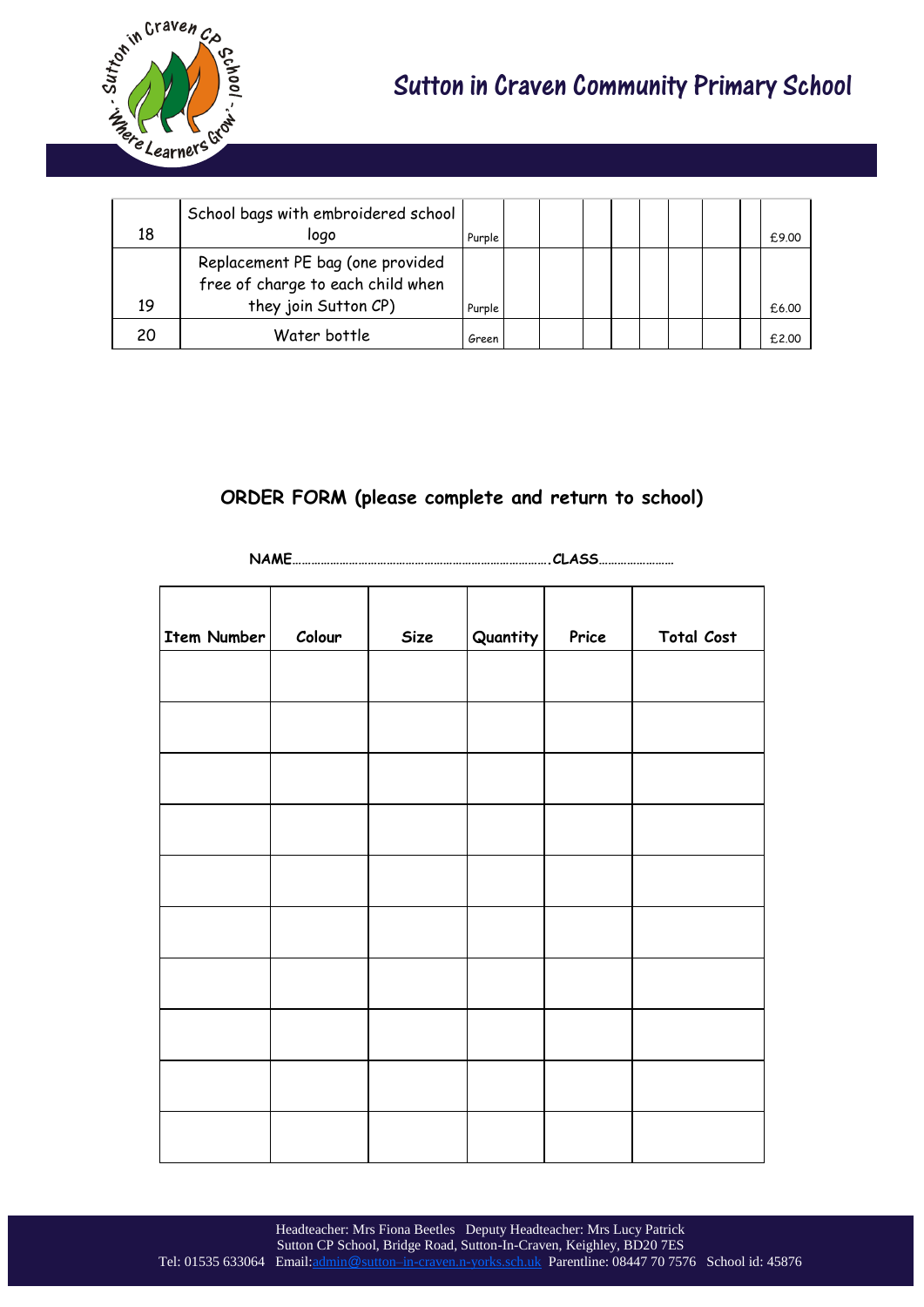# Sutton in Craven Community Primary School

| | | | | | | | | | | | |
|---|---|---|---|---|---|---|---|---|---|---|---|
| 18 | School bags with embroidered school logo | Purple | | | | | | | | | £9.00 |
| 19 | Replacement PE bag (one provided free of charge to each child when they join Sutton CP) | Purple | | | | | | | | | £6.00 |
| 20 | Water bottle | Green | | | | | | | | | £2.00 |

## ORDER FORM (please complete and return to school)

**NAME**…………………………………………………………………….**CLASS**……………………

| Item Number | Colour | Size | Quantity | Price | Total Cost |
|---|---|---|---|---|---|
| | | | | | |
| | | | | | |
| | | | | | |
| | | | | | |
| | | | | | |
| | | | | | |
| | | | | | |
| | | | | | |
| | | | | | |
| | | | | | |

Headteacher: Mrs Fiona Beetles Deputy Headteacher: Mrs Lucy Patrick
Sutton CP School, Bridge Road, Sutton-In-Craven, Keighley, BD20 7ES
Tel: 01535 633064 Email:admin@sutton–in-craven.n-yorks.sch.uk Parentline: 08447 70 7576 School id: 45876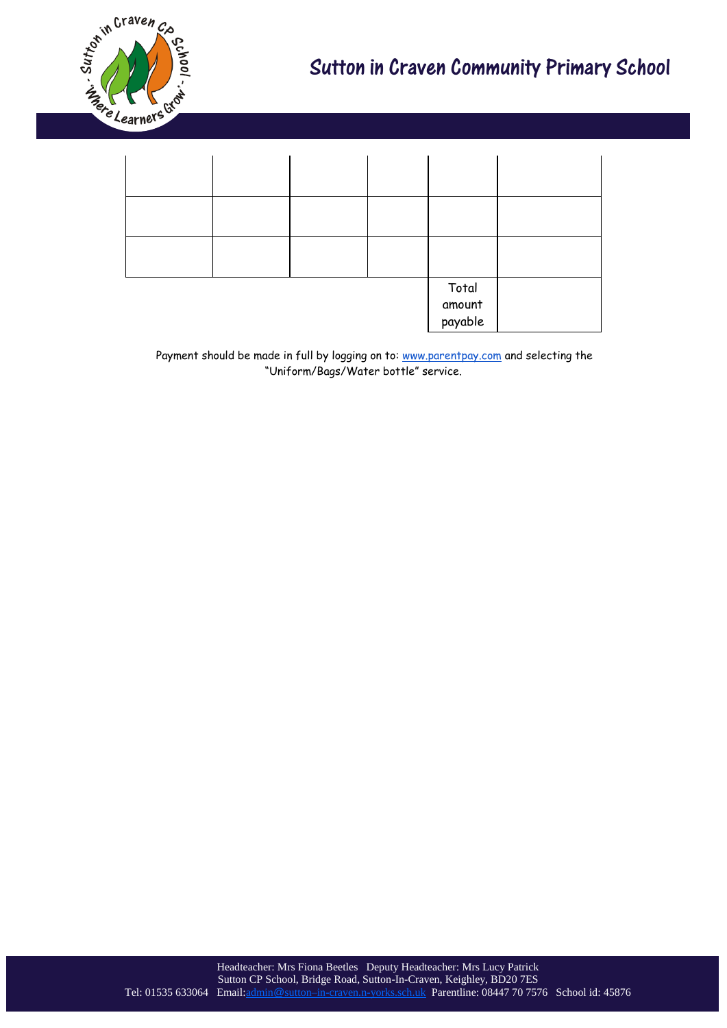| | | | | | |
|---|---|---|---|---|---|
| | | | | | |
| | | | | | |
| | | | | | |
| | | | | Total amount payable | |

Payment should be made in full by logging on to: [www.parentpay.com](http://www.parentpay.com) and selecting the "Uniform/Bags/Water bottle" service.